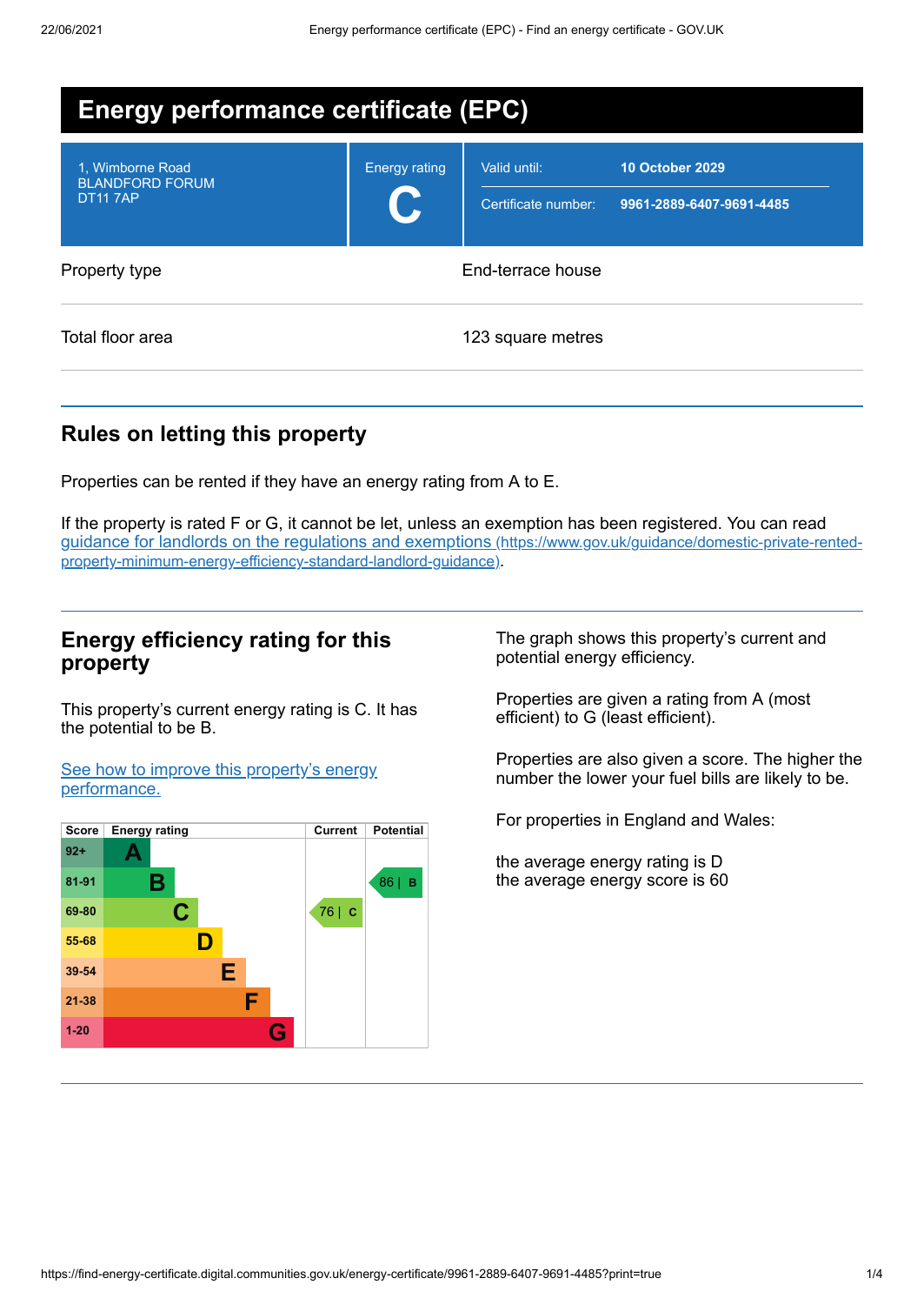# Energy performance certificate (EPC)

| | | |
|---|---|---|
| 1, Wimborne Road<br>BLANDFORD FORUM<br>DT11 7AP | Energy rating<br>**C** | Valid until: **10 October 2029**<br>Certificate number: **9961-2889-6407-9691-4485** |

| | |
|---|---|
| Property type | End-terrace house |
| Total floor area | 123 square metres |

## Rules on letting this property

Properties can be rented if they have an energy rating from A to E.

If the property is rated F or G, it cannot be let, unless an exemption has been registered. You can read guidance for landlords on the regulations and exemptions (https://www.gov.uk/guidance/domestic-private-rented-property-minimum-energy-efficiency-standard-landlord-guidance).

## Energy efficiency rating for this property

This property's current energy rating is C. It has the potential to be B.

See how to improve this property's energy performance.

| Score | Energy rating | Current | Potential |
|---|---|---|---|
| 92+ | A | | |
| 81-91 | B | | 86 \| B |
| 69-80 | C | 76 \| C | |
| 55-68 | D | | |
| 39-54 | E | | |
| 21-38 | F | | |
| 1-20 | G | | |

The graph shows this property's current and potential energy efficiency.

Properties are given a rating from A (most efficient) to G (least efficient).

Properties are also given a score. The higher the number the lower your fuel bills are likely to be.

For properties in England and Wales:

the average energy rating is D
the average energy score is 60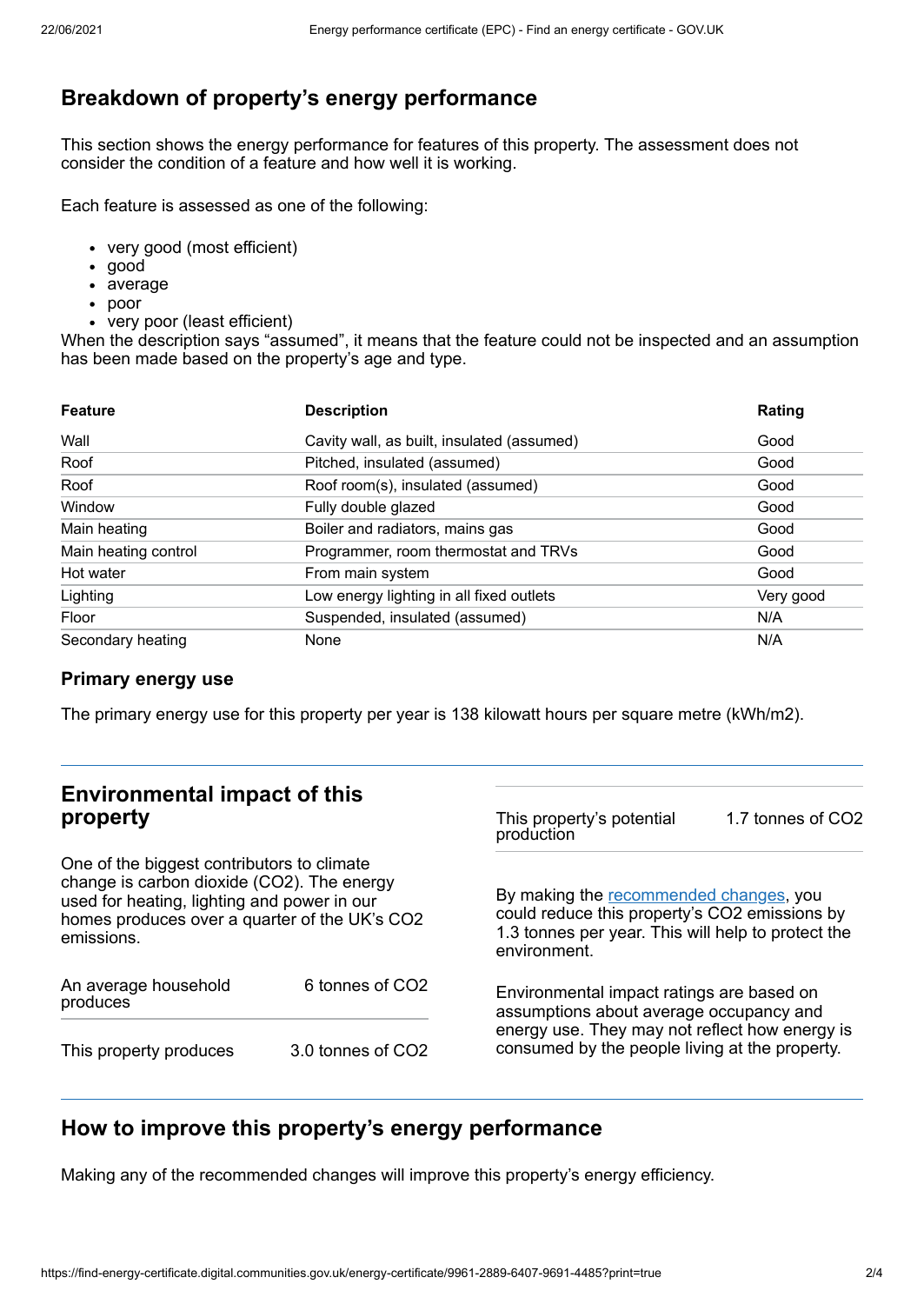## Breakdown of property's energy performance

This section shows the energy performance for features of this property. The assessment does not consider the condition of a feature and how well it is working.

Each feature is assessed as one of the following:

- very good (most efficient)
- good
- average
- poor
- very poor (least efficient)

When the description says "assumed", it means that the feature could not be inspected and an assumption has been made based on the property's age and type.

| Feature | Description | Rating |
|---|---|---|
| Wall | Cavity wall, as built, insulated (assumed) | Good |
| Roof | Pitched, insulated (assumed) | Good |
| Roof | Roof room(s), insulated (assumed) | Good |
| Window | Fully double glazed | Good |
| Main heating | Boiler and radiators, mains gas | Good |
| Main heating control | Programmer, room thermostat and TRVs | Good |
| Hot water | From main system | Good |
| Lighting | Low energy lighting in all fixed outlets | Very good |
| Floor | Suspended, insulated (assumed) | N/A |
| Secondary heating | None | N/A |

### Primary energy use

The primary energy use for this property per year is 138 kilowatt hours per square metre (kWh/m2).

## Environmental impact of this property

One of the biggest contributors to climate change is carbon dioxide ($CO_2$). The energy used for heating, lighting and power in our homes produces over a quarter of the UK's $CO_2$ emissions.

| | |
|---|---|
| An average household produces | 6 tonnes of $CO_2$ |
| This property produces | 3.0 tonnes of $CO_2$ |
| This property's potential production | 1.7 tonnes of $CO_2$ |

By making the recommended changes, you could reduce this property's $CO_2$ emissions by 1.3 tonnes per year. This will help to protect the environment.

Environmental impact ratings are based on assumptions about average occupancy and energy use. They may not reflect how energy is consumed by the people living at the property.

## How to improve this property's energy performance

Making any of the recommended changes will improve this property's energy efficiency.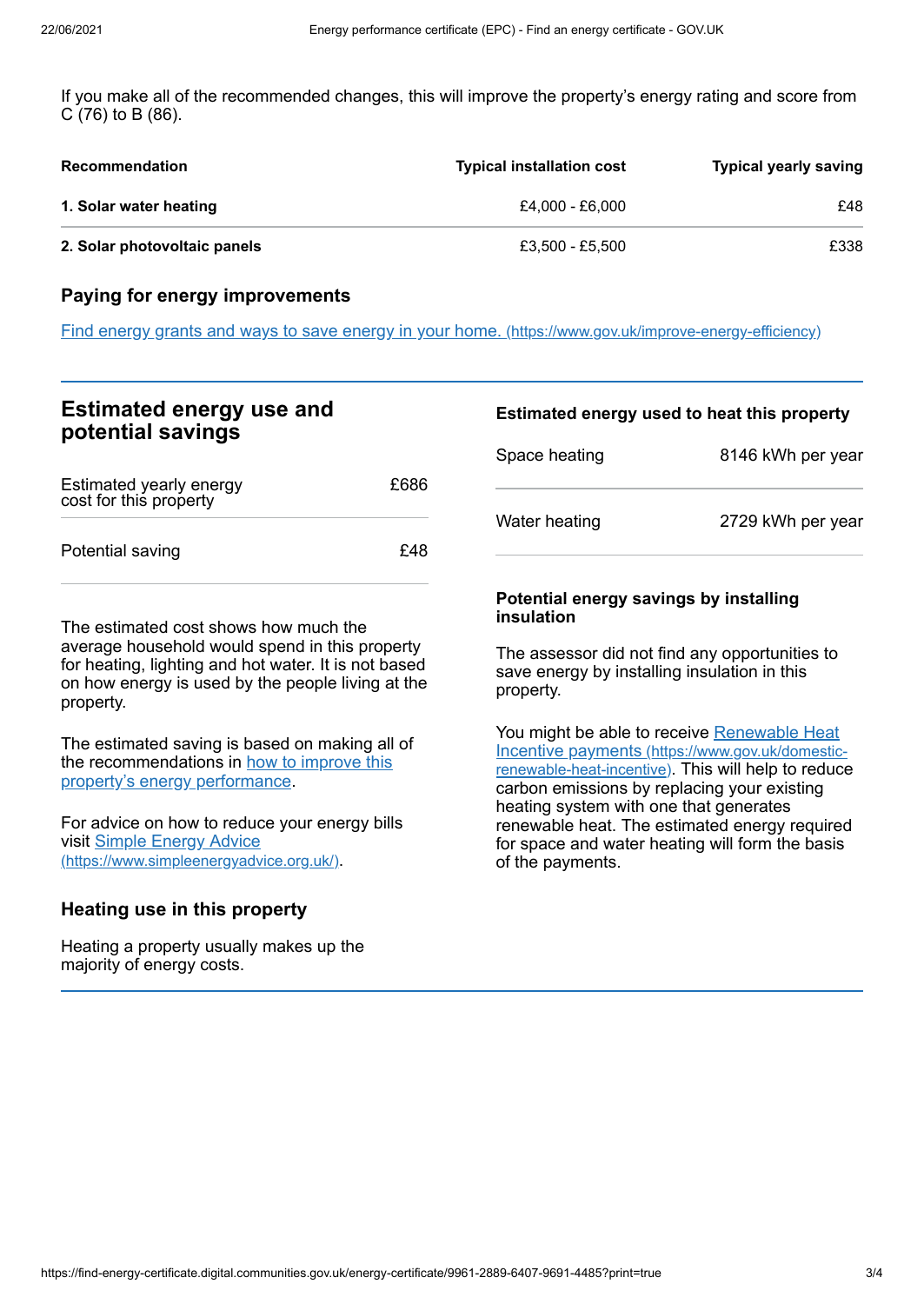If you make all of the recommended changes, this will improve the property's energy rating and score from C (76) to B (86).

| Recommendation | Typical installation cost | Typical yearly saving |
|---|---|---|
| **1. Solar water heating** | £4,000 - £6,000 | £48 |
| **2. Solar photovoltaic panels** | £3,500 - £5,500 | £338 |

### Paying for energy improvements

[Find energy grants and ways to save energy in your home. (https://www.gov.uk/improve-energy-efficiency)](https://www.gov.uk/improve-energy-efficiency)

## Estimated energy use and potential savings

| | |
|---|---|
| Estimated yearly energy cost for this property | £686 |
| Potential saving | £48 |

The estimated cost shows how much the average household would spend in this property for heating, lighting and hot water. It is not based on how energy is used by the people living at the property.

The estimated saving is based on making all of the recommendations in how to improve this property's energy performance.

For advice on how to reduce your energy bills visit [Simple Energy Advice (https://www.simpleenergyadvice.org.uk/)](https://www.simpleenergyadvice.org.uk/).

### Heating use in this property

Heating a property usually makes up the majority of energy costs.

#### Estimated energy used to heat this property

| | |
|---|---|
| Space heating | 8146 kWh per year |
| Water heating | 2729 kWh per year |

#### Potential energy savings by installing insulation

The assessor did not find any opportunities to save energy by installing insulation in this property.

You might be able to receive [Renewable Heat Incentive payments (https://www.gov.uk/domestic-renewable-heat-incentive)](https://www.gov.uk/domestic-renewable-heat-incentive). This will help to reduce carbon emissions by replacing your existing heating system with one that generates renewable heat. The estimated energy required for space and water heating will form the basis of the payments.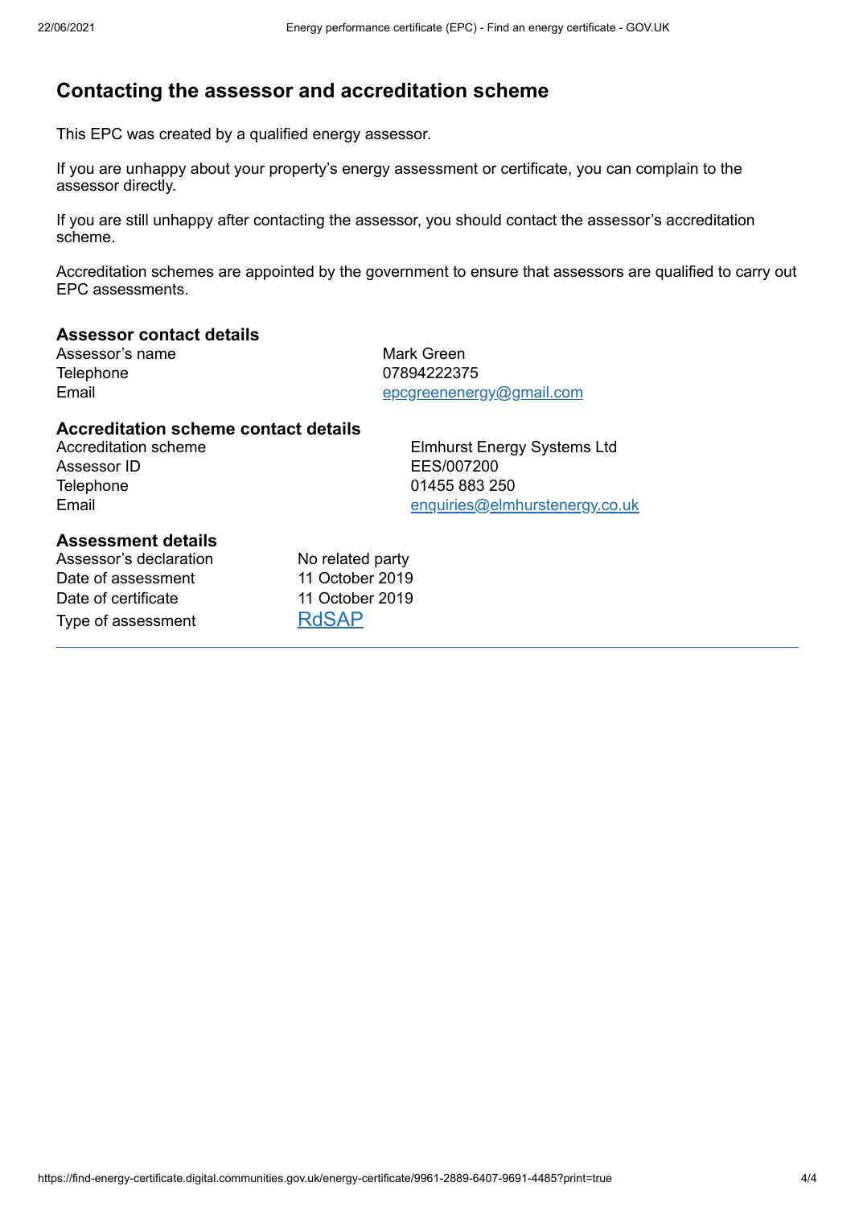## Contacting the assessor and accreditation scheme

This EPC was created by a qualified energy assessor.

If you are unhappy about your property's energy assessment or certificate, you can complain to the assessor directly.

If you are still unhappy after contacting the assessor, you should contact the assessor's accreditation scheme.

Accreditation schemes are appointed by the government to ensure that assessors are qualified to carry out EPC assessments.

### Assessor contact details

| | |
|---|---|
| Assessor's name | Mark Green |
| Telephone | 07894222375 |
| Email | epcgreenenergy@gmail.com |

### Accreditation scheme contact details

| | |
|---|---|
| Accreditation scheme | Elmhurst Energy Systems Ltd |
| Assessor ID | EES/007200 |
| Telephone | 01455 883 250 |
| Email | enquiries@elmhurstenergy.co.uk |

### Assessment details

| | |
|---|---|
| Assessor's declaration | No related party |
| Date of assessment | 11 October 2019 |
| Date of certificate | 11 October 2019 |
| Type of assessment | RdSAP |